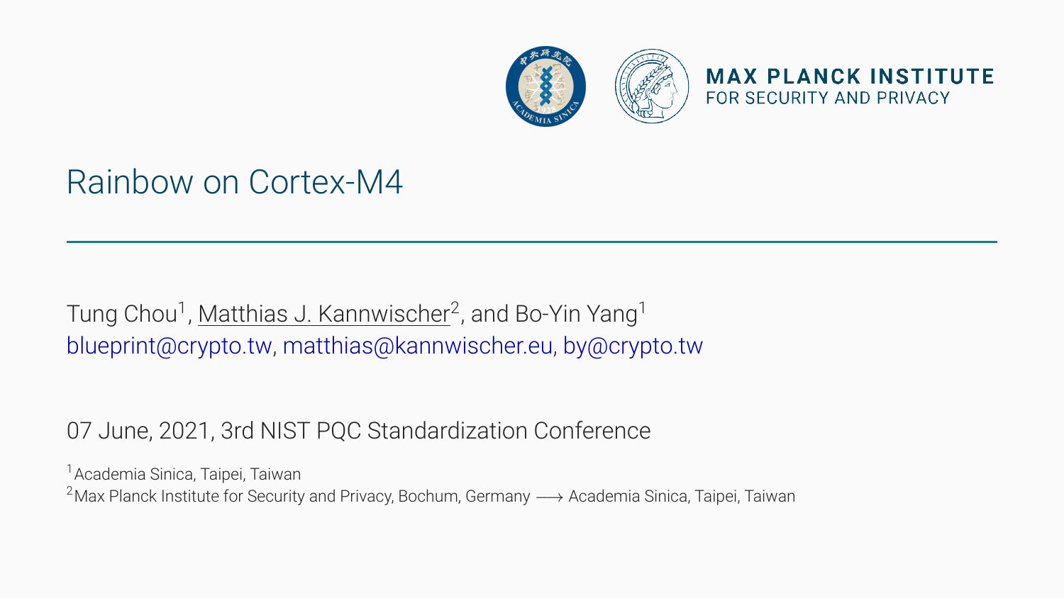MAX PLANCK INSTITUTE
FOR SECURITY AND PRIVACY

# Rainbow on Cortex-M4

Tung Chou[1], Matthias J. Kannwischer[2], and Bo-Yin Yang[1]
blueprint@crypto.tw, matthias@kannwischer.eu, by@crypto.tw

07 June, 2021, 3rd NIST PQC Standardization Conference

[1] Academia Sinica, Taipei, Taiwan
[2] Max Planck Institute for Security and Privacy, Bochum, Germany ⟶ Academia Sinica, Taipei, Taiwan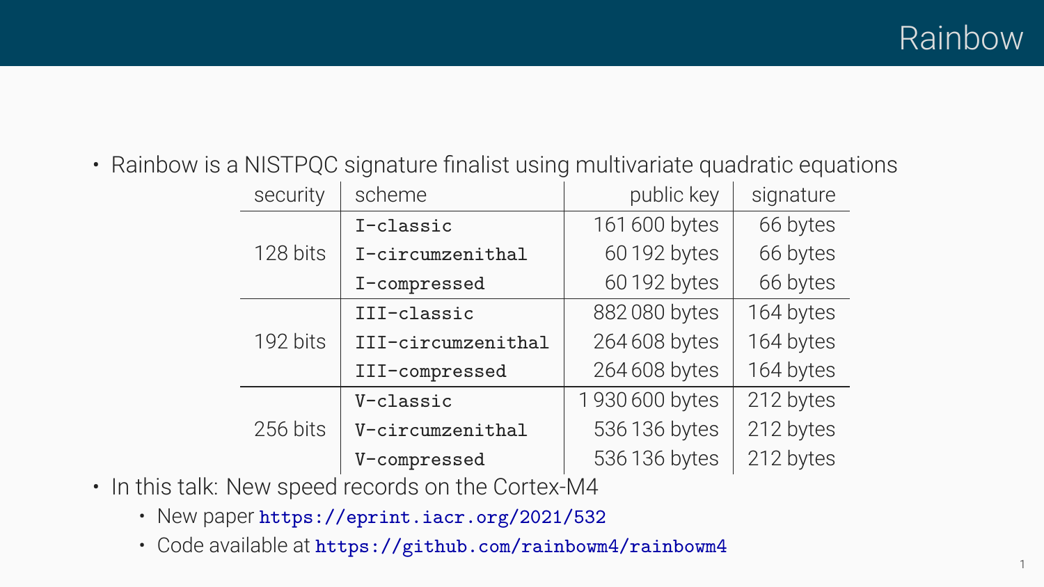# Rainbow

- Rainbow is a NISTPQC signature finalist using multivariate quadratic equations

| security | scheme | public key | signature |
|---|---|---|---|
| 128 bits | `I-classic` | 161 600 bytes | 66 bytes |
| | `I-circumzenithal` | 60 192 bytes | 66 bytes |
| | `I-compressed` | 60 192 bytes | 66 bytes |
| 192 bits | `III-classic` | 882 080 bytes | 164 bytes |
| | `III-circumzenithal` | 264 608 bytes | 164 bytes |
| | `III-compressed` | 264 608 bytes | 164 bytes |
| 256 bits | `V-classic` | 1 930 600 bytes | 212 bytes |
| | `V-circumzenithal` | 536 136 bytes | 212 bytes |
| | `V-compressed` | 536 136 bytes | 212 bytes |

- In this talk: New speed records on the Cortex-M4
  - New paper `https://eprint.iacr.org/2021/532`
  - Code available at `https://github.com/rainbowm4/rainbowm4`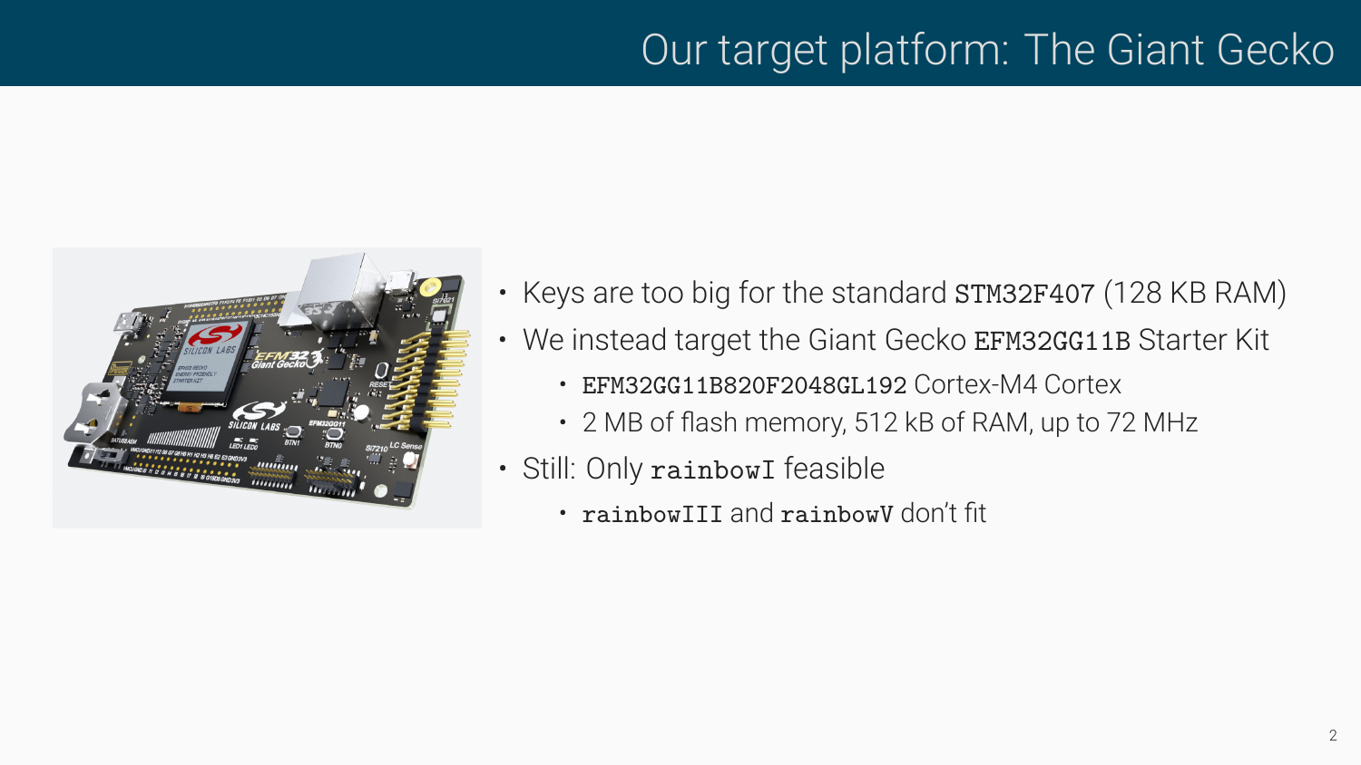# Our target platform: The Giant Gecko

- Keys are too big for the standard `STM32F407` (128 KB RAM)
- We instead target the Giant Gecko `EFM32GG11B` Starter Kit
  - `EFM32GG11B820F2048GL192` Cortex-M4 Cortex
  - 2 MB of flash memory, 512 kB of RAM, up to 72 MHz
- Still: Only `rainbowI` feasible
  - `rainbowIII` and `rainbowV` don't fit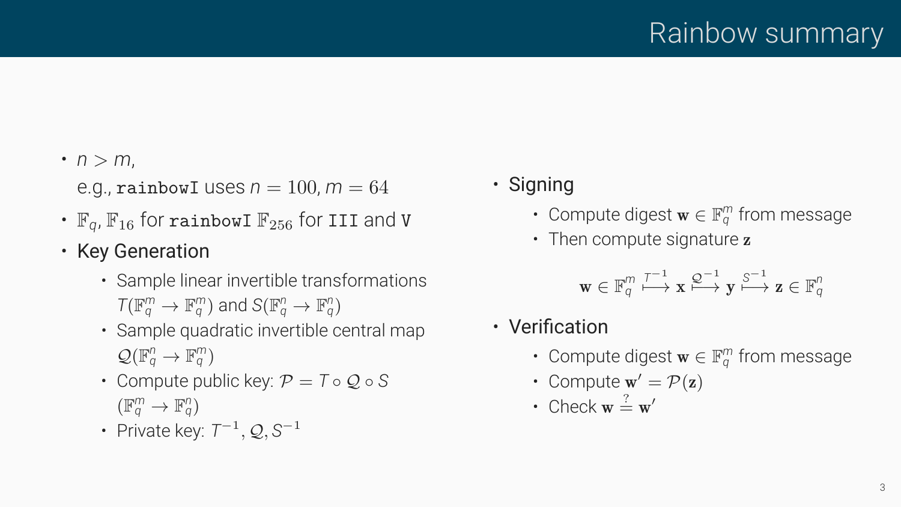# Rainbow summary

- $n > m$,
  e.g., `rainbowI` uses $n = 100$, $m = 64$
- $\mathbb{F}_q$, $\mathbb{F}_{16}$ for `rainbowI` $\mathbb{F}_{256}$ for `III` and `V`
- Key Generation
  - Sample linear invertible transformations $T(\mathbb{F}_q^m \to \mathbb{F}_q^m)$ and $S(\mathbb{F}_q^n \to \mathbb{F}_q^n)$
  - Sample quadratic invertible central map $\mathcal{Q}(\mathbb{F}_q^n \to \mathbb{F}_q^m)$
  - Compute public key: $\mathcal{P} = T \circ \mathcal{Q} \circ S$ $(\mathbb{F}_q^m \to \mathbb{F}_q^n)$
  - Private key: $T^{-1}, \mathcal{Q}, S^{-1}$

- Signing
  - Compute digest $\mathbf{w} \in \mathbb{F}_q^m$ from message
  - Then compute signature $\mathbf{z}$

$$\mathbf{w} \in \mathbb{F}_q^m \overset{T^{-1}}{\longmapsto} \mathbf{x} \overset{\mathcal{Q}^{-1}}{\longmapsto} \mathbf{y} \overset{S^{-1}}{\longmapsto} \mathbf{z} \in \mathbb{F}_q^n$$

- Verification
  - Compute digest $\mathbf{w} \in \mathbb{F}_q^m$ from message
  - Compute $\mathbf{w}' = \mathcal{P}(\mathbf{z})$
  - Check $\mathbf{w} \overset{?}{=} \mathbf{w}'$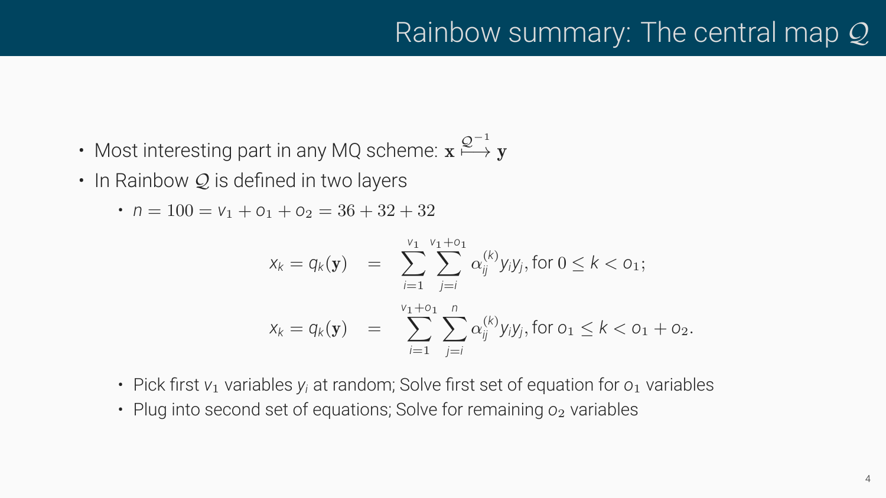# Rainbow summary: The central map $\mathcal{Q}$

- Most interesting part in any MQ scheme: $\mathbf{x} \overset{\mathcal{Q}^{-1}}{\longmapsto} \mathbf{y}$
- In Rainbow $\mathcal{Q}$ is defined in two layers
  - $n = 100 = v_1 + o_1 + o_2 = 36 + 32 + 32$

$$
\begin{aligned}
x_k = q_k(\mathbf{y}) &= \sum_{i=1}^{v_1} \sum_{j=i}^{v_1+o_1} \alpha_{ij}^{(k)} y_i y_j, \text{ for } 0 \le k < o_1; \\
x_k = q_k(\mathbf{y}) &= \sum_{i=1}^{v_1+o_1} \sum_{j=i}^{n} \alpha_{ij}^{(k)} y_i y_j, \text{ for } o_1 \le k < o_1 + o_2.
\end{aligned}
$$

  - Pick first $v_1$ variables $y_i$ at random; Solve first set of equation for $o_1$ variables
  - Plug into second set of equations; Solve for remaining $o_2$ variables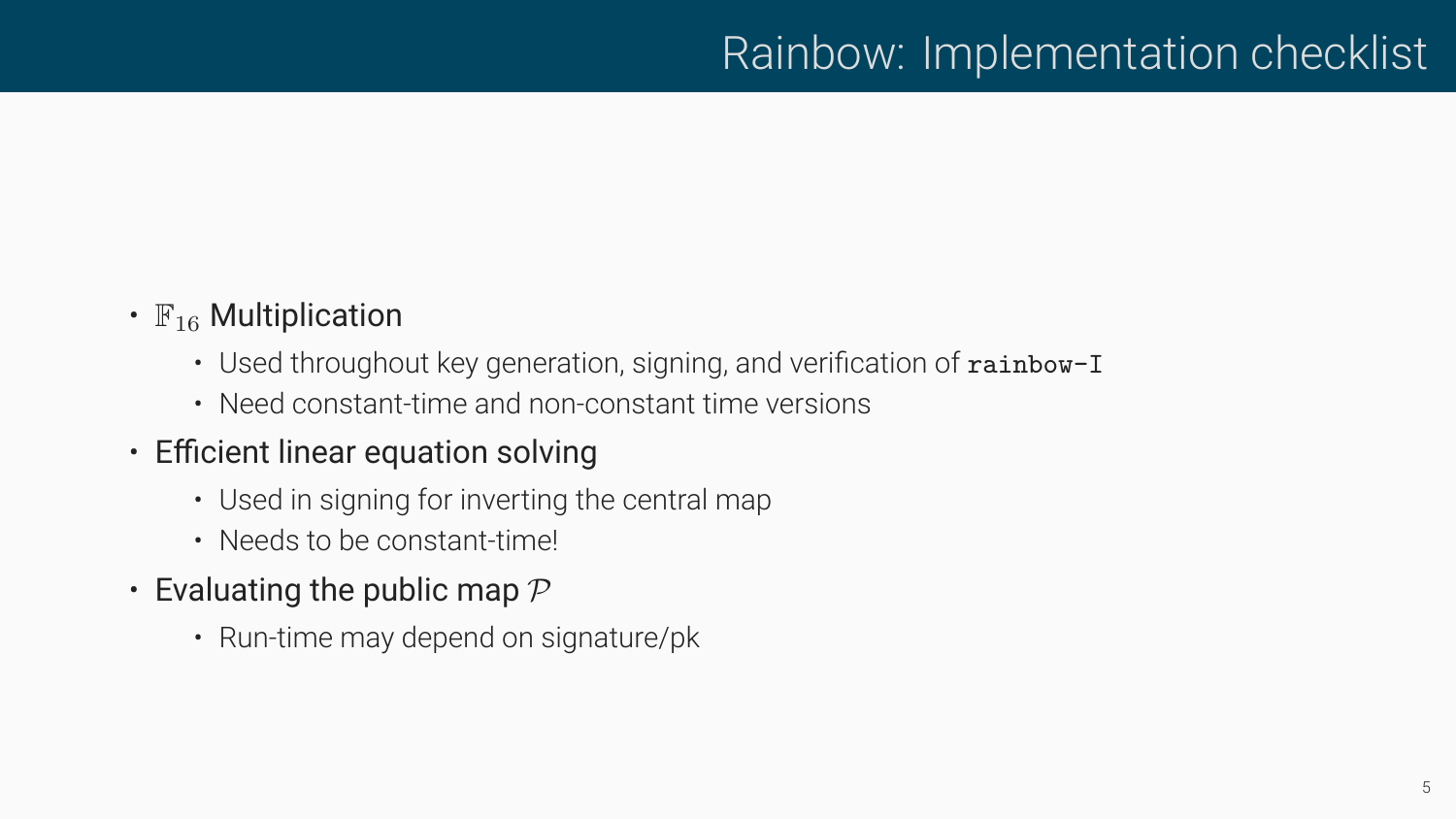# Rainbow: Implementation checklist

- $\mathbb{F}_{16}$ Multiplication
  - Used throughout key generation, signing, and verification of `rainbow-I`
  - Need constant-time and non-constant time versions
- Efficient linear equation solving
  - Used in signing for inverting the central map
  - Needs to be constant-time!
- Evaluating the public map $\mathcal{P}$
  - Run-time may depend on signature/pk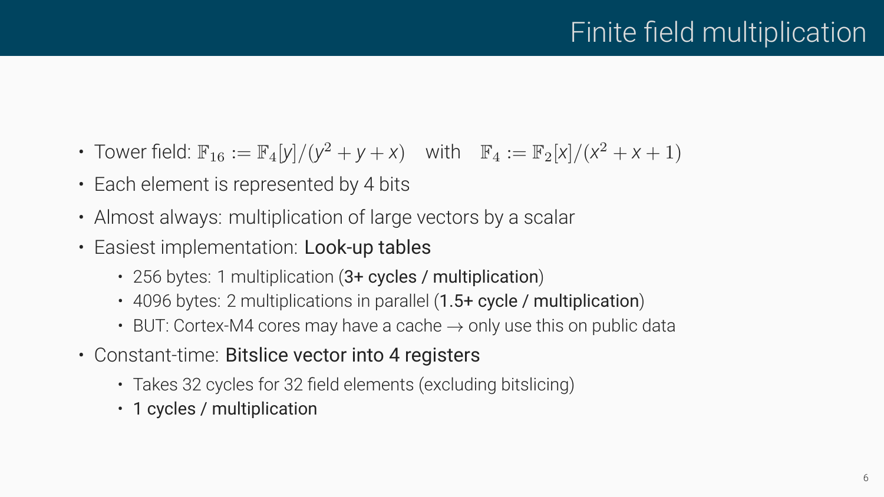# Finite field multiplication

- Tower field: $\mathbb{F}_{16} := \mathbb{F}_4[y]/(y^2 + y + x)$ with $\mathbb{F}_4 := \mathbb{F}_2[x]/(x^2 + x + 1)$
- Each element is represented by 4 bits
- Almost always: multiplication of large vectors by a scalar
- Easiest implementation: Look-up tables
  - 256 bytes: 1 multiplication (3+ cycles / multiplication)
  - 4096 bytes: 2 multiplications in parallel (1.5+ cycle / multiplication)
  - BUT: Cortex-M4 cores may have a cache $\rightarrow$ only use this on public data
- Constant-time: Bitslice vector into 4 registers
  - Takes 32 cycles for 32 field elements (excluding bitslicing)
  - 1 cycles / multiplication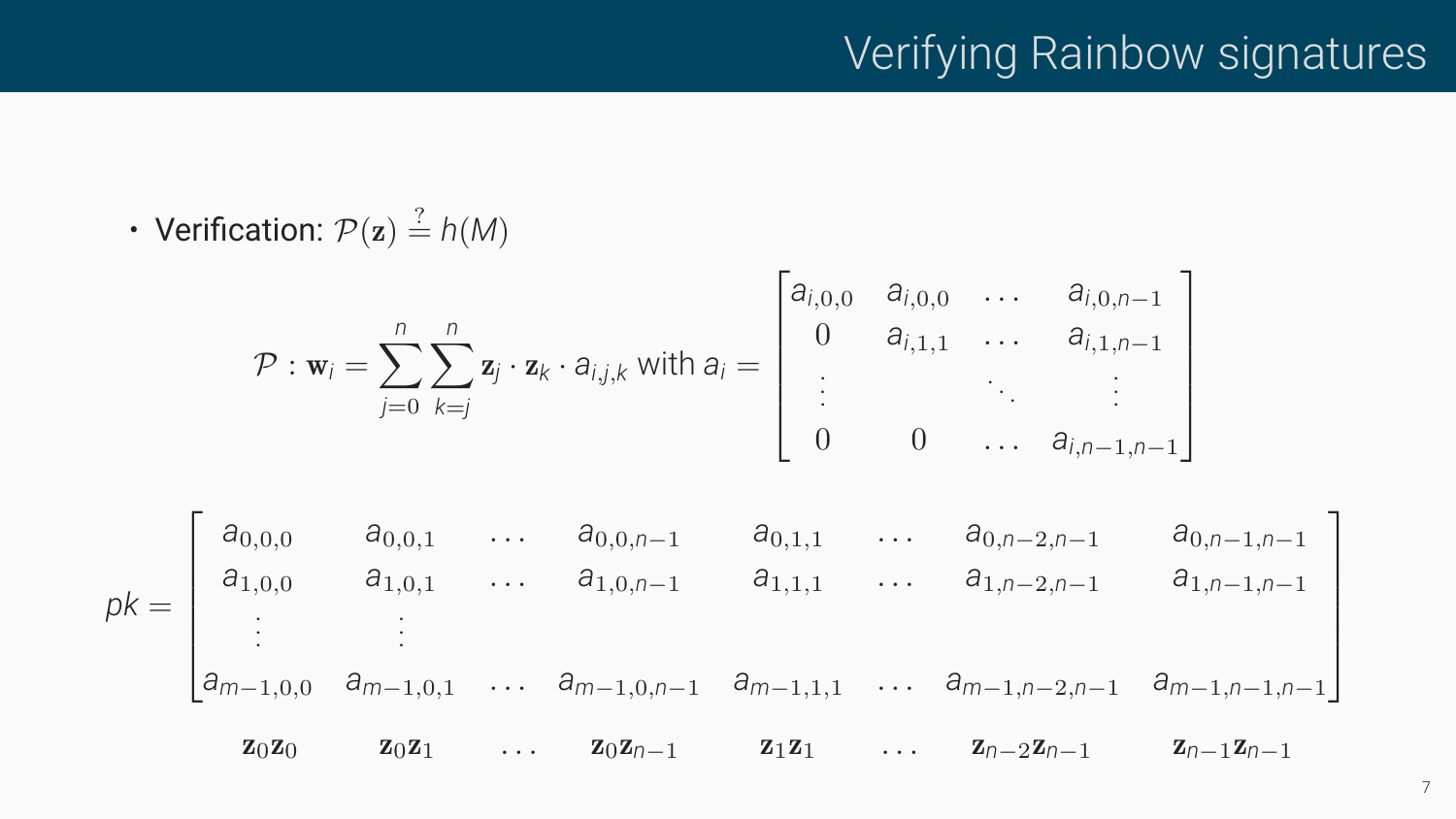# Verifying Rainbow signatures

- Verification: $\mathcal{P}(\mathbf{z}) \stackrel{?}{=} h(M)$

$$\mathcal{P} : \mathbf{w}_i = \sum_{j=0}^{n} \sum_{k=j}^{n} \mathbf{z}_j \cdot \mathbf{z}_k \cdot a_{i,j,k} \text{ with } a_i = \begin{bmatrix} a_{i,0,0} & a_{i,0,0} & \dots & a_{i,0,n-1} \\ 0 & a_{i,1,1} & \dots & a_{i,1,n-1} \\ \vdots & & \ddots & \vdots \\ 0 & 0 & \dots & a_{i,n-1,n-1} \end{bmatrix}$$

$$pk = \begin{bmatrix} a_{0,0,0} & a_{0,0,1} & \dots & a_{0,0,n-1} & a_{0,1,1} & \dots & a_{0,n-2,n-1} & a_{0,n-1,n-1} \\ a_{1,0,0} & a_{1,0,1} & \dots & a_{1,0,n-1} & a_{1,1,1} & \dots & a_{1,n-2,n-1} & a_{1,n-1,n-1} \\ \vdots & \vdots & & & & & & \\ a_{m-1,0,0} & a_{m-1,0,1} & \dots & a_{m-1,0,n-1} & a_{m-1,1,1} & \dots & a_{m-1,n-2,n-1} & a_{m-1,n-1,n-1} \end{bmatrix}$$

$$\begin{matrix} \mathbf{z}_0\mathbf{z}_0 & \mathbf{z}_0\mathbf{z}_1 & \dots & \mathbf{z}_0\mathbf{z}_{n-1} & \mathbf{z}_1\mathbf{z}_1 & \dots & \mathbf{z}_{n-2}\mathbf{z}_{n-1} & \mathbf{z}_{n-1}\mathbf{z}_{n-1} \end{matrix}$$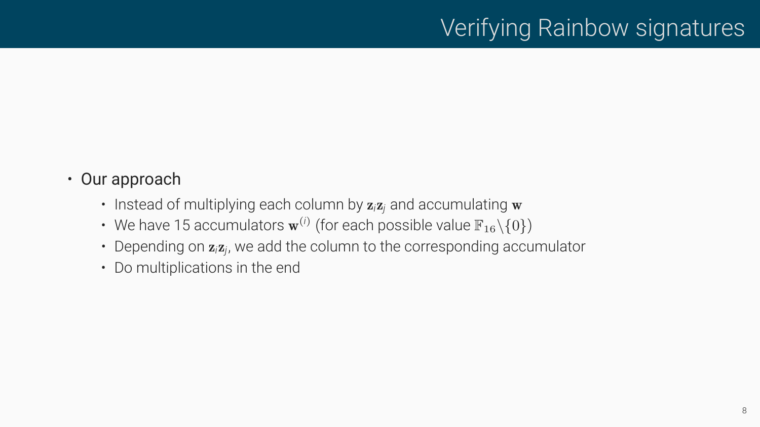# Verifying Rainbow signatures

- Our approach
  - Instead of multiplying each column by $\mathbf{z}_i\mathbf{z}_j$ and accumulating $\mathbf{w}$
  - We have 15 accumulators $\mathbf{w}^{(i)}$ (for each possible value $\mathbb{F}_{16}\backslash\{0\}$)
  - Depending on $\mathbf{z}_i\mathbf{z}_j$, we add the column to the corresponding accumulator
  - Do multiplications in the end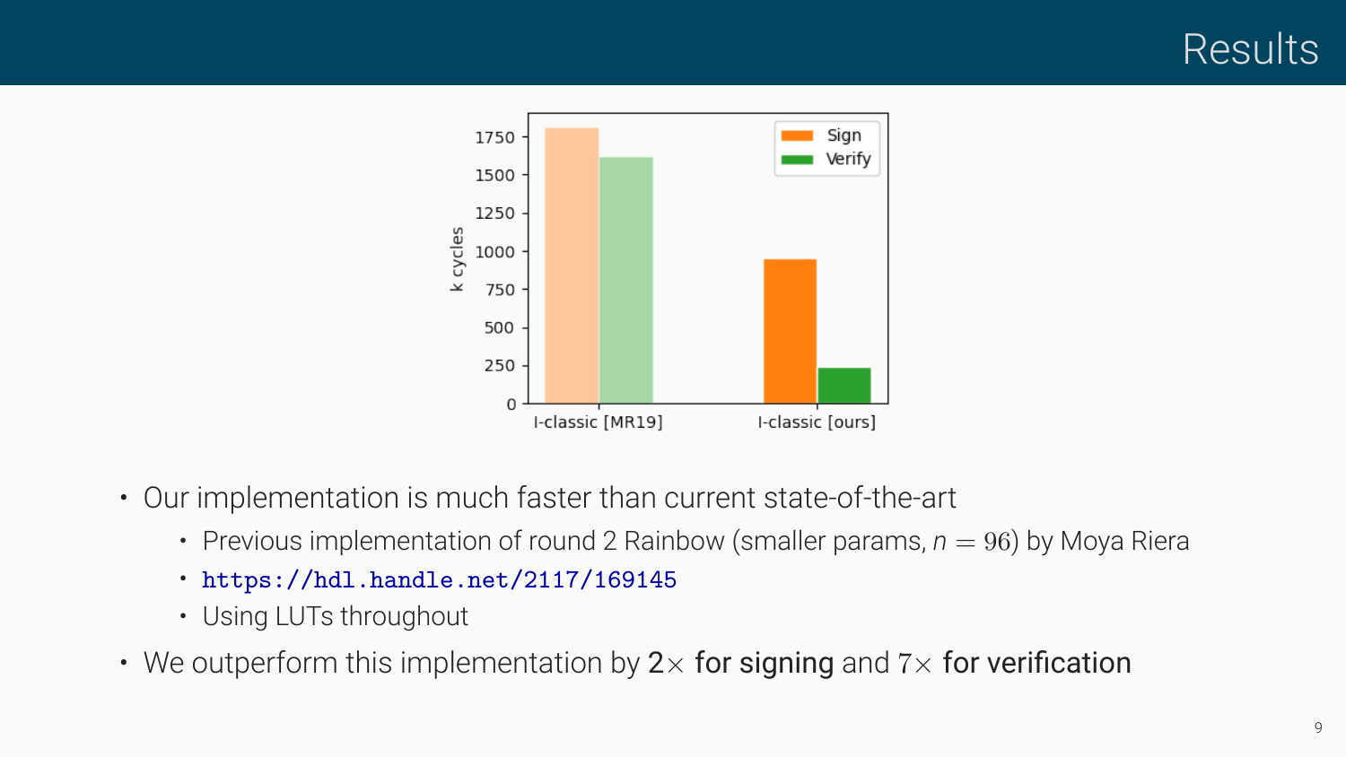# Results

- Our implementation is much faster than current state-of-the-art
  - Previous implementation of round 2 Rainbow (smaller params, $n = 96$) by Moya Riera
  - https://hdl.handle.net/2117/169145
  - Using LUTs throughout
- We outperform this implementation by $2\times$ for signing and $7\times$ for verification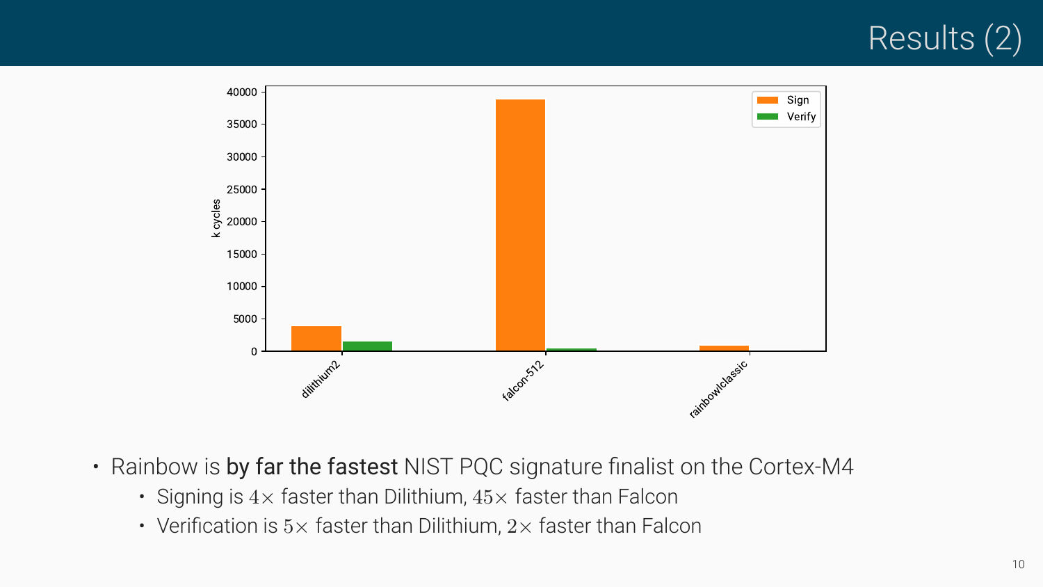# Results (2)

- Rainbow is **by far the fastest** NIST PQC signature finalist on the Cortex-M4
  - Signing is $4\times$ faster than Dilithium, $45\times$ faster than Falcon
  - Verification is $5\times$ faster than Dilithium, $2\times$ faster than Falcon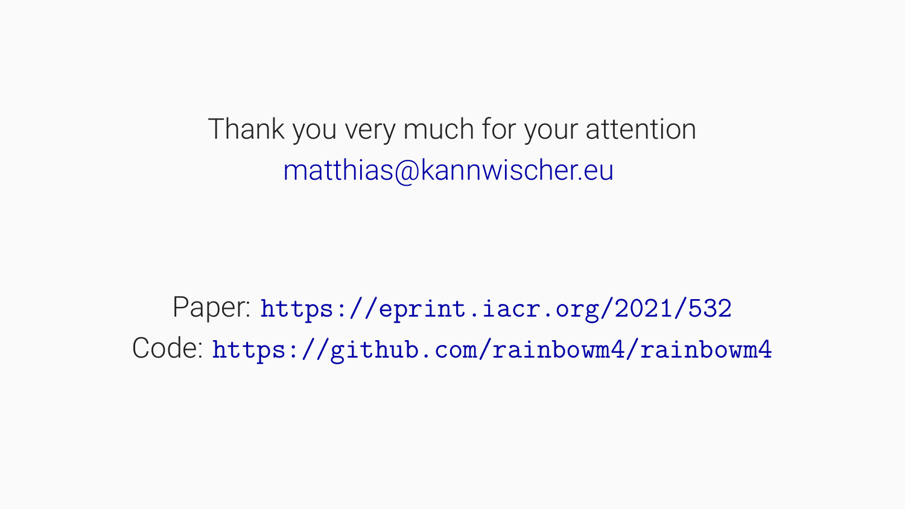Thank you very much for your attention

matthias@kannwischer.eu

Paper: `https://eprint.iacr.org/2021/532`

Code: `https://github.com/rainbowm4/rainbowm4`